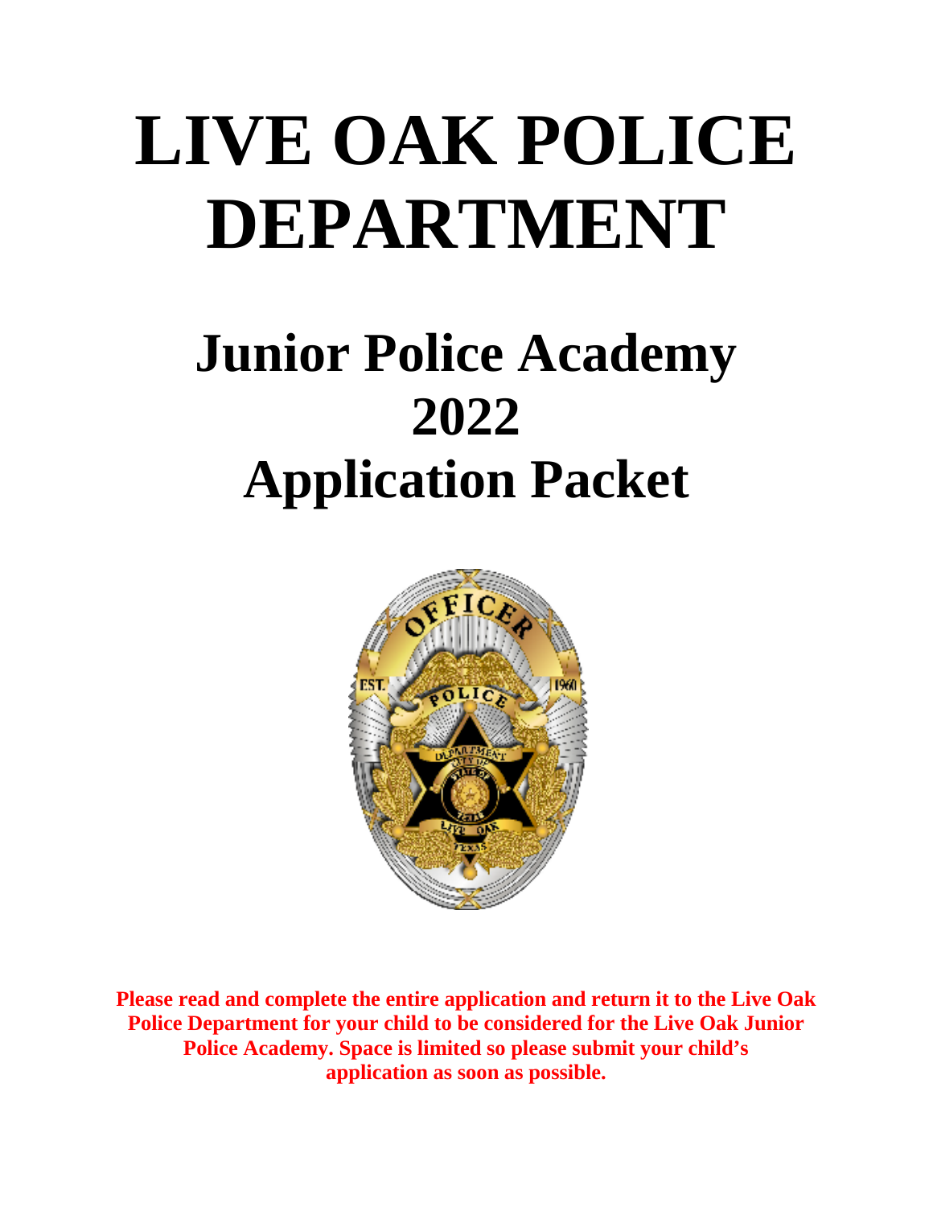# LIVE OAK POLICE DEPARTMENT

## Junior Police Academy 2022 Application Packet

**Please read and complete the entire application and return it to the Live Oak Police Department for your child to be considered for the Live Oak Junior Police Academy. Space is limited so please submit your child's application as soon as possible.**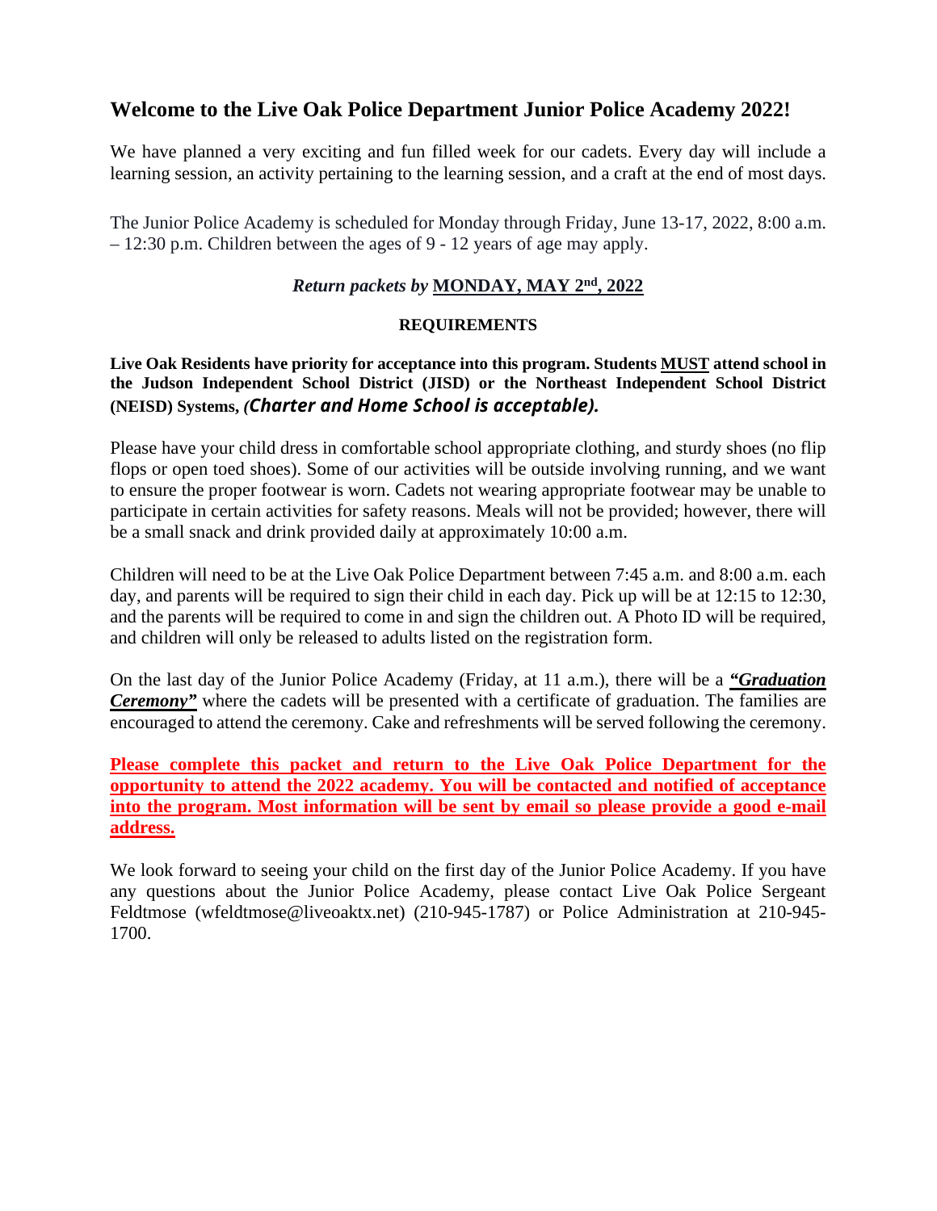## Welcome to the Live Oak Police Department Junior Police Academy 2022!

We have planned a very exciting and fun filled week for our cadets. Every day will include a learning session, an activity pertaining to the learning session, and a craft at the end of most days.

The Junior Police Academy is scheduled for Monday through Friday, June 13-17, 2022, 8:00 a.m. – 12:30 p.m. Children between the ages of 9 - 12 years of age may apply.

***Return packets by* <u>MONDAY, MAY 2nd, 2022</u>**

**REQUIREMENTS**

**Live Oak Residents have priority for acceptance into this program. Students <u>MUST</u> attend school in the Judson Independent School District (JISD) or the Northeast Independent School District (NEISD) Systems, *(Charter and Home School is acceptable).***

Please have your child dress in comfortable school appropriate clothing, and sturdy shoes (no flip flops or open toed shoes). Some of our activities will be outside involving running, and we want to ensure the proper footwear is worn. Cadets not wearing appropriate footwear may be unable to participate in certain activities for safety reasons. Meals will not be provided; however, there will be a small snack and drink provided daily at approximately 10:00 a.m.

Children will need to be at the Live Oak Police Department between 7:45 a.m. and 8:00 a.m. each day, and parents will be required to sign their child in each day. Pick up will be at 12:15 to 12:30, and the parents will be required to come in and sign the children out. A Photo ID will be required, and children will only be released to adults listed on the registration form.

On the last day of the Junior Police Academy (Friday, at 11 a.m.), there will be a ***<u>"Graduation Ceremony"</u>*** where the cadets will be presented with a certificate of graduation. The families are encouraged to attend the ceremony. Cake and refreshments will be served following the ceremony.

**<u>Please complete this packet and return to the Live Oak Police Department for the opportunity to attend the 2022 academy. You will be contacted and notified of acceptance into the program. Most information will be sent by email so please provide a good e-mail address.</u>**

We look forward to seeing your child on the first day of the Junior Police Academy. If you have any questions about the Junior Police Academy, please contact Live Oak Police Sergeant Feldtmose (wfeldtmose@liveoaktx.net) (210-945-1787) or Police Administration at 210-945-1700.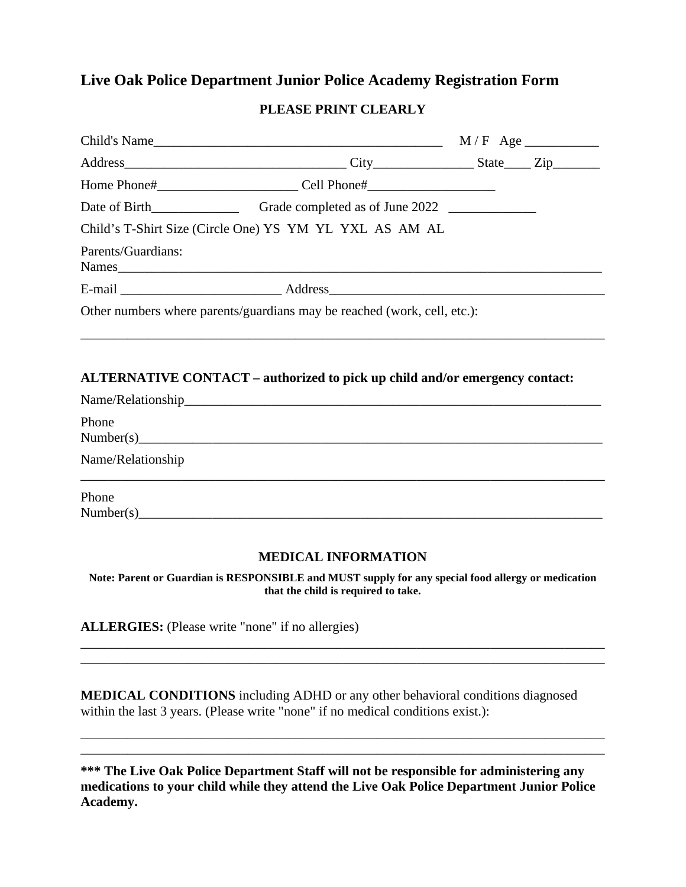# Live Oak Police Department Junior Police Academy Registration Form

**PLEASE PRINT CLEARLY**

Child's Name_____________________________________________ M / F Age ___________

Address_________________________________ City_______________ State____ Zip_______

Home Phone#_____________________ Cell Phone#___________________

Date of Birth_____________ Grade completed as of June 2022 _____________

Child's T-Shirt Size (Circle One) YS YM YL YXL AS AM AL

Parents/Guardians:
Names_____________________________________________________________________________

E-mail ________________________ Address_________________________________________

Other numbers where parents/guardians may be reached (work, cell, etc.):

_______________________________________________________________________________

**ALTERNATIVE CONTACT – authorized to pick up child and/or emergency contact:**

Name/Relationship______________________________________________________________

Phone
Number(s)_____________________________________________________________________

Name/Relationship
_______________________________________________________________________________

Phone
Number(s)_____________________________________________________________________

**MEDICAL INFORMATION**

**Note: Parent or Guardian is RESPONSIBLE and MUST supply for any special food allergy or medication that the child is required to take.**

**ALLERGIES:** (Please write "none" if no allergies)
_______________________________________________________________________________
_______________________________________________________________________________

**MEDICAL CONDITIONS** including ADHD or any other behavioral conditions diagnosed within the last 3 years. (Please write "none" if no medical conditions exist.):

_______________________________________________________________________________
_______________________________________________________________________________

**\*\*\* The Live Oak Police Department Staff will not be responsible for administering any medications to your child while they attend the Live Oak Police Department Junior Police Academy.**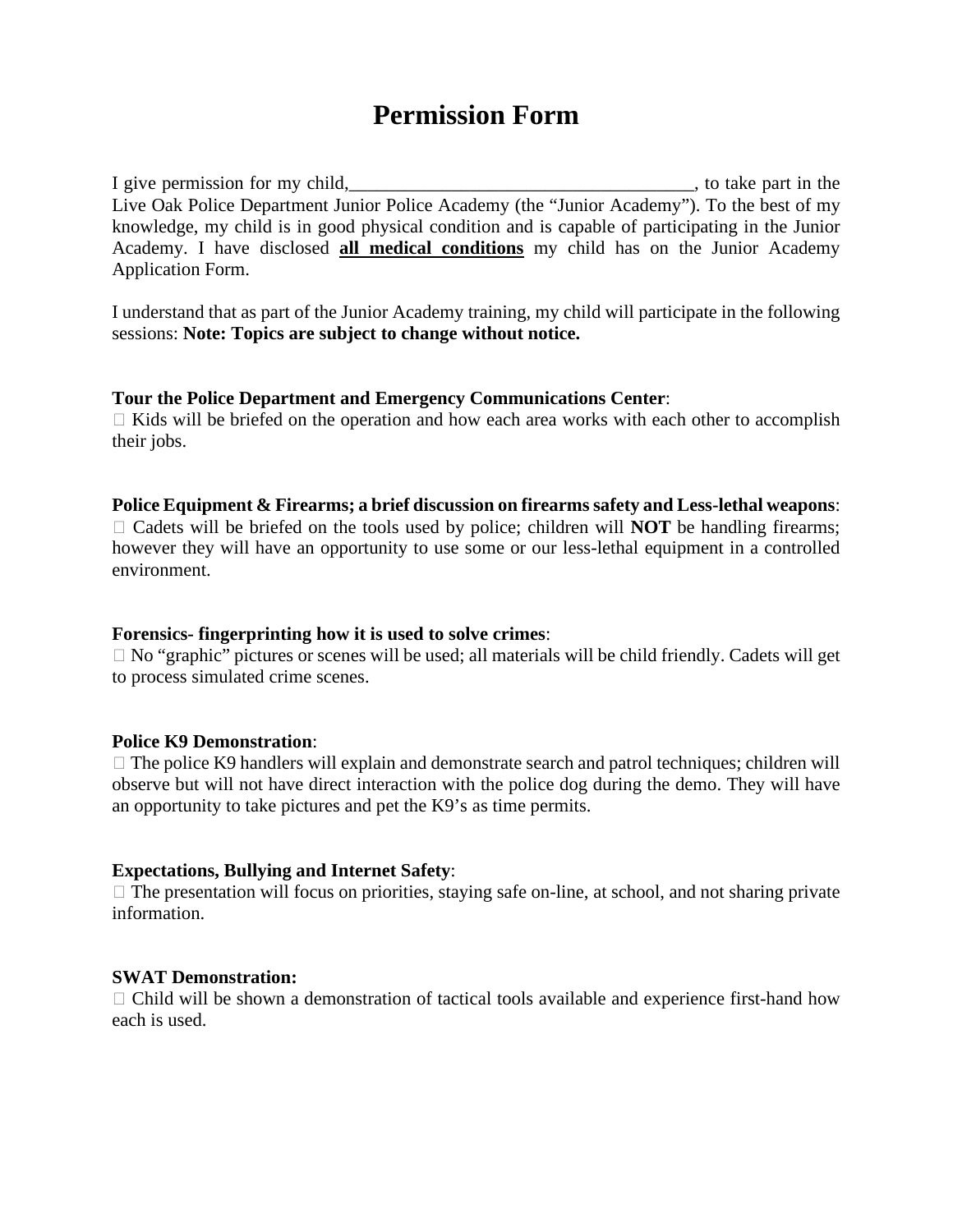# Permission Form

I give permission for my child,_____________________________________, to take part in the Live Oak Police Department Junior Police Academy (the "Junior Academy"). To the best of my knowledge, my child is in good physical condition and is capable of participating in the Junior Academy. I have disclosed **<u>all medical conditions</u>** my child has on the Junior Academy Application Form.

I understand that as part of the Junior Academy training, my child will participate in the following sessions: **Note: Topics are subject to change without notice.**

**Tour the Police Department and Emergency Communications Center**:
- Kids will be briefed on the operation and how each area works with each other to accomplish their jobs.

**Police Equipment & Firearms; a brief discussion on firearms safety and Less-lethal weapons**:
- Cadets will be briefed on the tools used by police; children will **NOT** be handling firearms; however they will have an opportunity to use some or our less-lethal equipment in a controlled environment.

**Forensics- fingerprinting how it is used to solve crimes**:
- No "graphic" pictures or scenes will be used; all materials will be child friendly. Cadets will get to process simulated crime scenes.

**Police K9 Demonstration**:
- The police K9 handlers will explain and demonstrate search and patrol techniques; children will observe but will not have direct interaction with the police dog during the demo. They will have an opportunity to take pictures and pet the K9's as time permits.

**Expectations, Bullying and Internet Safety**:
- The presentation will focus on priorities, staying safe on-line, at school, and not sharing private information.

**SWAT Demonstration:**
- Child will be shown a demonstration of tactical tools available and experience first-hand how each is used.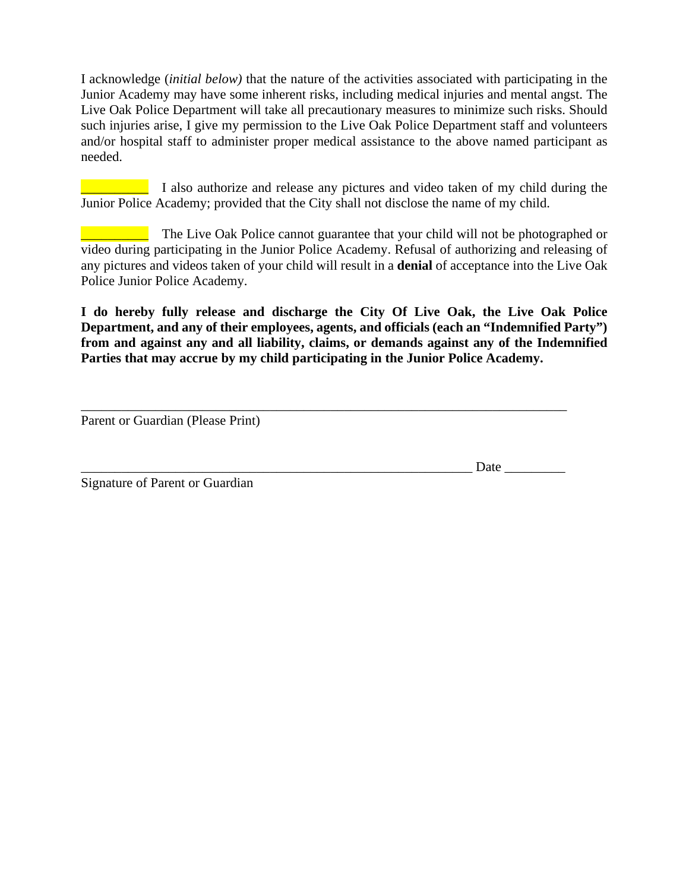I acknowledge (*initial below)* that the nature of the activities associated with participating in the Junior Academy may have some inherent risks, including medical injuries and mental angst. The Live Oak Police Department will take all precautionary measures to minimize such risks. Should such injuries arise, I give my permission to the Live Oak Police Department staff and volunteers and/or hospital staff to administer proper medical assistance to the above named participant as needed.

__________ I also authorize and release any pictures and video taken of my child during the Junior Police Academy; provided that the City shall not disclose the name of my child.

__________ The Live Oak Police cannot guarantee that your child will not be photographed or video during participating in the Junior Police Academy. Refusal of authorizing and releasing of any pictures and videos taken of your child will result in a **denial** of acceptance into the Live Oak Police Junior Police Academy.

**I do hereby fully release and discharge the City Of Live Oak, the Live Oak Police Department, and any of their employees, agents, and officials (each an "Indemnified Party") from and against any and all liability, claims, or demands against any of the Indemnified Parties that may accrue by my child participating in the Junior Police Academy.**

___________________________________________________________________________
Parent or Guardian (Please Print)

____________________________________________________________ Date _________
Signature of Parent or Guardian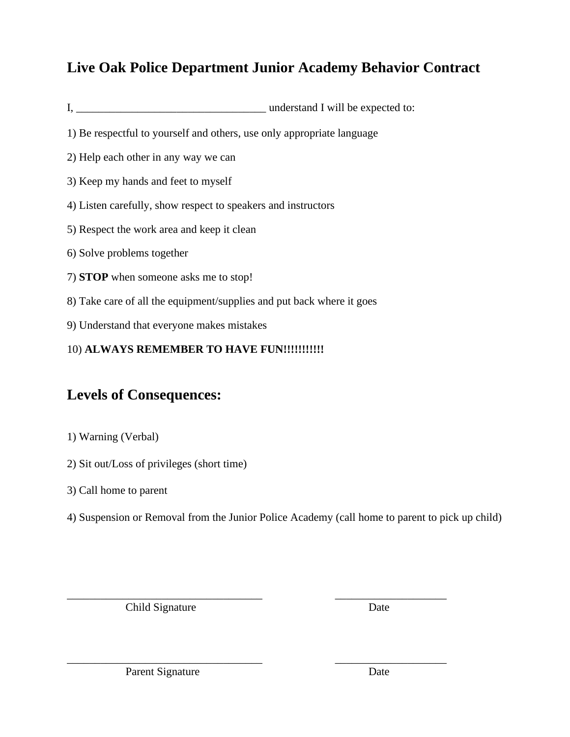## Live Oak Police Department Junior Academy Behavior Contract

I, __________________________________ understand I will be expected to:

1) Be respectful to yourself and others, use only appropriate language

2) Help each other in any way we can

3) Keep my hands and feet to myself

4) Listen carefully, show respect to speakers and instructors

5) Respect the work area and keep it clean

6) Solve problems together

7) **STOP** when someone asks me to stop!

8) Take care of all the equipment/supplies and put back where it goes

9) Understand that everyone makes mistakes

10) **ALWAYS REMEMBER TO HAVE FUN!!!!!!!!!!**

## Levels of Consequences:

1) Warning (Verbal)

2) Sit out/Loss of privileges (short time)

3) Call home to parent

4) Suspension or Removal from the Junior Police Academy (call home to parent to pick up child)

____________________________________ ____________________

Child Signature Date

____________________________________ ____________________

Parent Signature Date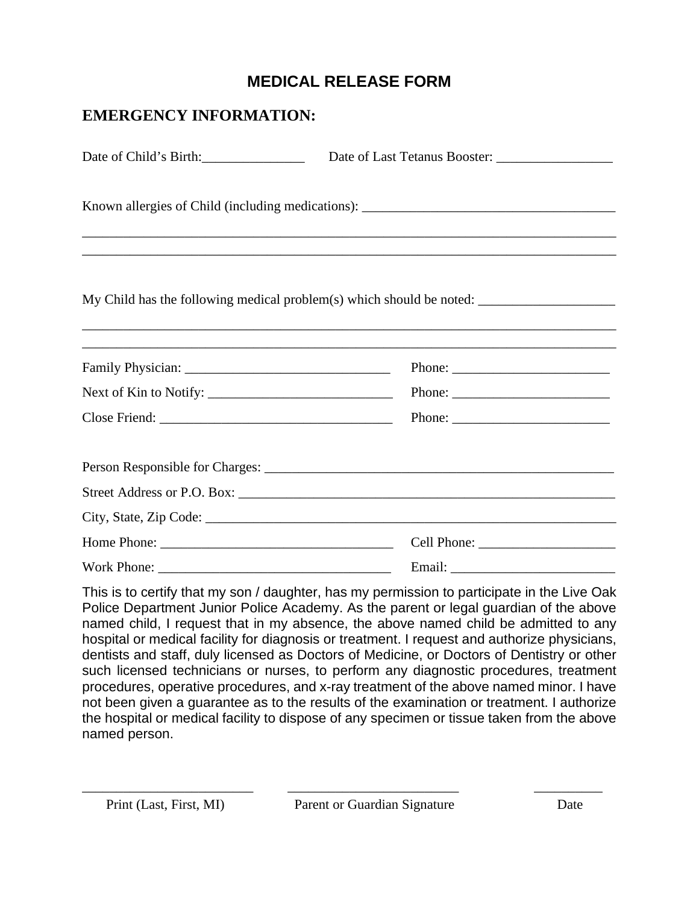# MEDICAL RELEASE FORM

## EMERGENCY INFORMATION:

Date of Child's Birth:_______________ Date of Last Tetanus Booster: _________________

Known allergies of Child (including medications): _____________________________________

_____________________________________________________________________________

_____________________________________________________________________________

My Child has the following medical problem(s) which should be noted: ____________________

_____________________________________________________________________________

_____________________________________________________________________________

Family Physician: _______________________________ Phone: _______________________

Next of Kin to Notify: ___________________________ Phone: _______________________

Close Friend: __________________________________ Phone: _______________________

Person Responsible for Charges: _____________________________________________________

Street Address or P.O. Box: _________________________________________________________

City, State, Zip Code: _____________________________________________________________

Home Phone: __________________________________ Cell Phone: ___________________

Work Phone: __________________________________ Email: ________________________

This is to certify that my son / daughter, has my permission to participate in the Live Oak Police Department Junior Police Academy. As the parent or legal guardian of the above named child, I request that in my absence, the above named child be admitted to any hospital or medical facility for diagnosis or treatment. I request and authorize physicians, dentists and staff, duly licensed as Doctors of Medicine, or Doctors of Dentistry or other such licensed technicians or nurses, to perform any diagnostic procedures, treatment procedures, operative procedures, and x-ray treatment of the above named minor. I have not been given a guarantee as to the results of the examination or treatment. I authorize the hospital or medical facility to dispose of any specimen or tissue taken from the above named person.

_________________________ _________________________ __________

Print (Last, First, MI) Parent or Guardian Signature Date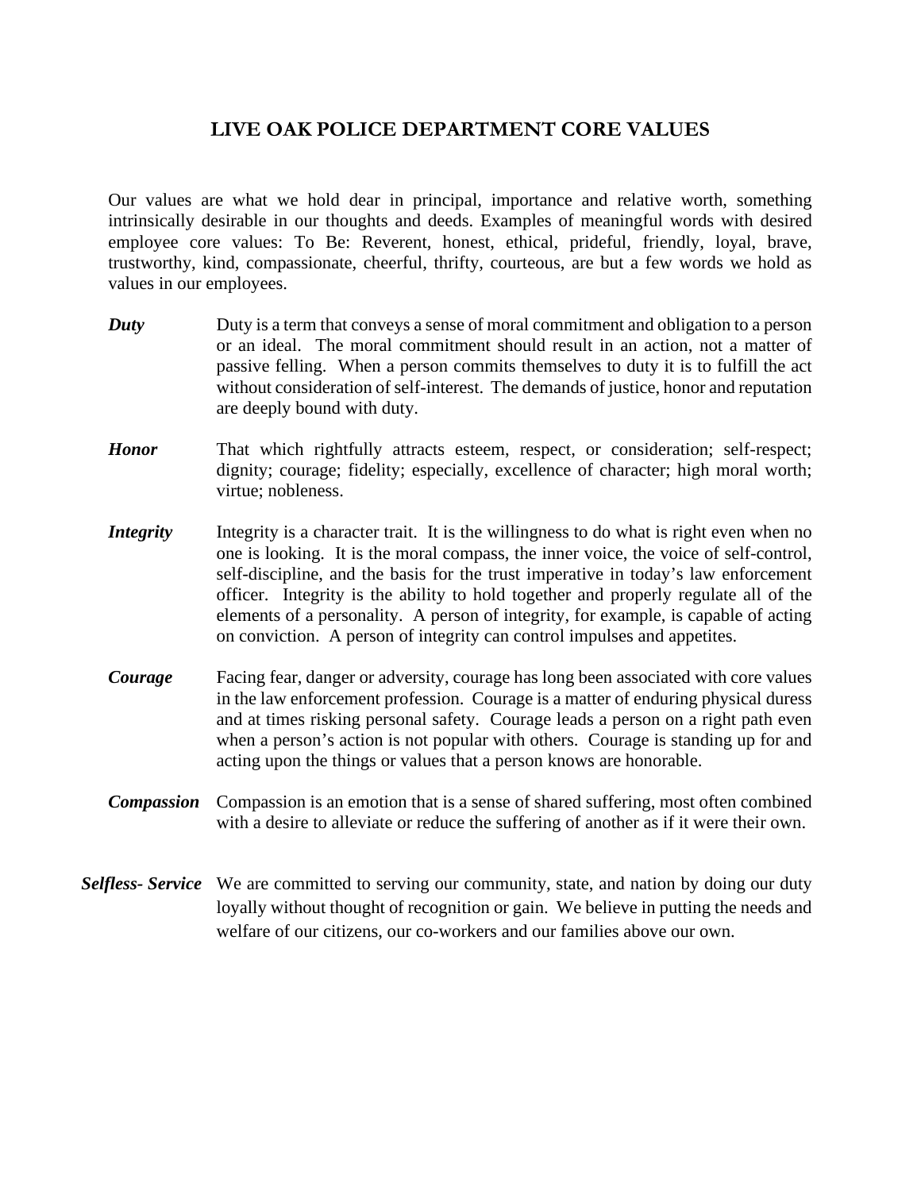# LIVE OAK POLICE DEPARTMENT CORE VALUES

Our values are what we hold dear in principal, importance and relative worth, something intrinsically desirable in our thoughts and deeds. Examples of meaningful words with desired employee core values: To Be: Reverent, honest, ethical, prideful, friendly, loyal, brave, trustworthy, kind, compassionate, cheerful, thrifty, courteous, are but a few words we hold as values in our employees.

***Duty*** Duty is a term that conveys a sense of moral commitment and obligation to a person or an ideal. The moral commitment should result in an action, not a matter of passive felling. When a person commits themselves to duty it is to fulfill the act without consideration of self-interest. The demands of justice, honor and reputation are deeply bound with duty.

***Honor*** That which rightfully attracts esteem, respect, or consideration; self-respect; dignity; courage; fidelity; especially, excellence of character; high moral worth; virtue; nobleness.

***Integrity*** Integrity is a character trait. It is the willingness to do what is right even when no one is looking. It is the moral compass, the inner voice, the voice of self-control, self-discipline, and the basis for the trust imperative in today's law enforcement officer. Integrity is the ability to hold together and properly regulate all of the elements of a personality. A person of integrity, for example, is capable of acting on conviction. A person of integrity can control impulses and appetites.

***Courage*** Facing fear, danger or adversity, courage has long been associated with core values in the law enforcement profession. Courage is a matter of enduring physical duress and at times risking personal safety. Courage leads a person on a right path even when a person's action is not popular with others. Courage is standing up for and acting upon the things or values that a person knows are honorable.

***Compassion*** Compassion is an emotion that is a sense of shared suffering, most often combined with a desire to alleviate or reduce the suffering of another as if it were their own.

***Selfless- Service*** We are committed to serving our community, state, and nation by doing our duty loyally without thought of recognition or gain. We believe in putting the needs and welfare of our citizens, our co-workers and our families above our own.